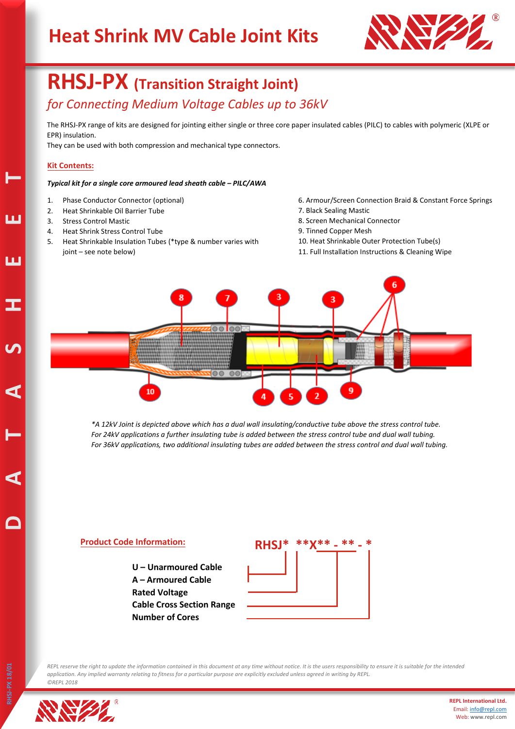# Heat Shrink MV Cable Joint Kits

## RHSJ-PX (Transition Straight Joint)

### *for Connecting Medium Voltage Cables up to 36kV*

The RHSJ-PX range of kits are designed for jointing either single or three core paper insulated cables (PILC) to cables with polymeric (XLPE or EPR) insulation.
They can be used with both compression and mechanical type connectors.

**Kit Contents:**

***Typical kit for a single core armoured lead sheath cable – PILC/AWA***

1. Phase Conductor Connector (optional)
2. Heat Shrinkable Oil Barrier Tube
3. Stress Control Mastic
4. Heat Shrink Stress Control Tube
5. Heat Shrinkable Insulation Tubes (*type & number varies with joint – see note below)
6. Armour/Screen Connection Braid & Constant Force Springs
7. Black Sealing Mastic
8. Screen Mechanical Connector
9. Tinned Copper Mesh
10. Heat Shrinkable Outer Protection Tube(s)
11. Full Installation Instructions & Cleaning Wipe

*\*A 12kV Joint is depicted above which has a dual wall insulating/conductive tube above the stress control tube.*
*For 24kV applications a further insulating tube is added between the stress control tube and dual wall tubing.*
*For 36kV applications, two additional insulating tubes are added between the stress control and dual wall tubing.*

**Product Code Information:**

**RHSJ* **X** - ** - ***

- **U – Unarmoured Cable**
- **A – Armoured Cable**
- **Rated Voltage**
- **Cable Cross Section Range**
- **Number of Cores**

*REPL reserve the right to update the information contained in this document at any time without notice. It is the users responsibility to ensure it is suitable for the intended application. Any implied warranty relating to fitness for a particular purpose are explicitly excluded unless agreed in writing by REPL.*
*©REPL 2018*

**REPL International Ltd.**
Email: info@repl.com
Web: www.repl.com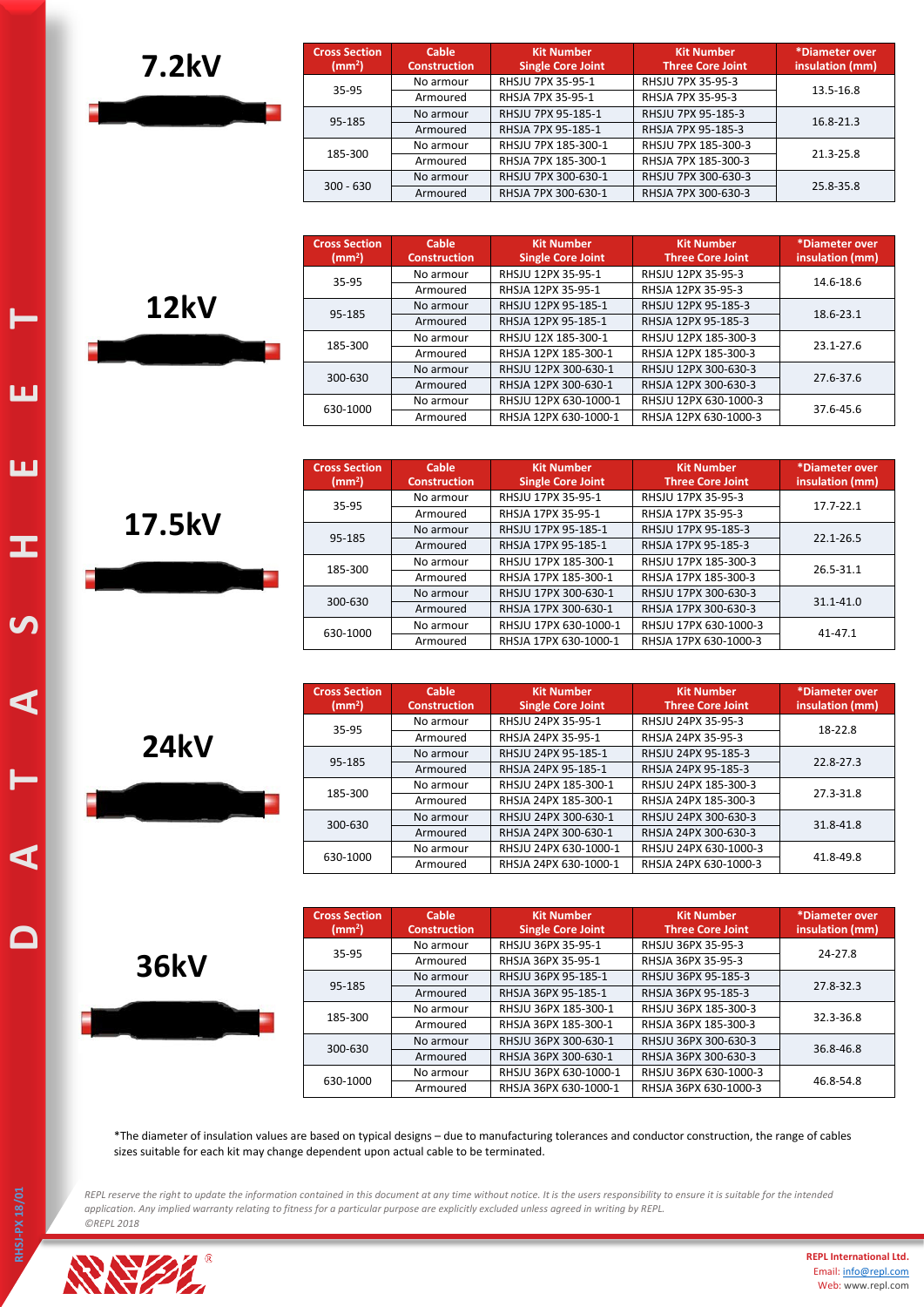## 7.2kV

| Cross Section (mm²) | Cable Construction | Kit Number Single Core Joint | Kit Number Three Core Joint | *Diameter over insulation (mm) |
|---|---|---|---|---|
| 35-95 | No armour | RHSJU 7PX 35-95-1 | RHSJU 7PX 35-95-3 | 13.5-16.8 |
| | Armoured | RHSJA 7PX 35-95-1 | RHSJA 7PX 35-95-3 | |
| 95-185 | No armour | RHSJU 7PX 95-185-1 | RHSJU 7PX 95-185-3 | 16.8-21.3 |
| | Armoured | RHSJA 7PX 95-185-1 | RHSJA 7PX 95-185-3 | |
| 185-300 | No armour | RHSJU 7PX 185-300-1 | RHSJU 7PX 185-300-3 | 21.3-25.8 |
| | Armoured | RHSJA 7PX 185-300-1 | RHSJA 7PX 185-300-3 | |
| 300 - 630 | No armour | RHSJU 7PX 300-630-1 | RHSJU 7PX 300-630-3 | 25.8-35.8 |
| | Armoured | RHSJA 7PX 300-630-1 | RHSJA 7PX 300-630-3 | |

## 12kV

| Cross Section (mm²) | Cable Construction | Kit Number Single Core Joint | Kit Number Three Core Joint | *Diameter over insulation (mm) |
|---|---|---|---|---|
| 35-95 | No armour | RHSJU 12PX 35-95-1 | RHSJU 12PX 35-95-3 | 14.6-18.6 |
| | Armoured | RHSJA 12PX 35-95-1 | RHSJA 12PX 35-95-3 | |
| 95-185 | No armour | RHSJU 12PX 95-185-1 | RHSJU 12PX 95-185-3 | 18.6-23.1 |
| | Armoured | RHSJA 12PX 95-185-1 | RHSJA 12PX 95-185-3 | |
| 185-300 | No armour | RHSJU 12X 185-300-1 | RHSJU 12PX 185-300-3 | 23.1-27.6 |
| | Armoured | RHSJA 12PX 185-300-1 | RHSJA 12PX 185-300-3 | |
| 300-630 | No armour | RHSJU 12PX 300-630-1 | RHSJU 12PX 300-630-3 | 27.6-37.6 |
| | Armoured | RHSJA 12PX 300-630-1 | RHSJA 12PX 300-630-3 | |
| 630-1000 | No armour | RHSJU 12PX 630-1000-1 | RHSJU 12PX 630-1000-3 | 37.6-45.6 |
| | Armoured | RHSJA 12PX 630-1000-1 | RHSJA 12PX 630-1000-3 | |

## 17.5kV

| Cross Section (mm²) | Cable Construction | Kit Number Single Core Joint | Kit Number Three Core Joint | *Diameter over insulation (mm) |
|---|---|---|---|---|
| 35-95 | No armour | RHSJU 17PX 35-95-1 | RHSJU 17PX 35-95-3 | 17.7-22.1 |
| | Armoured | RHSJA 17PX 35-95-1 | RHSJA 17PX 35-95-3 | |
| 95-185 | No armour | RHSJU 17PX 95-185-1 | RHSJU 17PX 95-185-3 | 22.1-26.5 |
| | Armoured | RHSJA 17PX 95-185-1 | RHSJA 17PX 95-185-3 | |
| 185-300 | No armour | RHSJU 17PX 185-300-1 | RHSJU 17PX 185-300-3 | 26.5-31.1 |
| | Armoured | RHSJA 17PX 185-300-1 | RHSJA 17PX 185-300-3 | |
| 300-630 | No armour | RHSJU 17PX 300-630-1 | RHSJU 17PX 300-630-3 | 31.1-41.0 |
| | Armoured | RHSJA 17PX 300-630-1 | RHSJA 17PX 300-630-3 | |
| 630-1000 | No armour | RHSJU 17PX 630-1000-1 | RHSJU 17PX 630-1000-3 | 41-47.1 |
| | Armoured | RHSJA 17PX 630-1000-1 | RHSJA 17PX 630-1000-3 | |

## 24kV

| Cross Section (mm²) | Cable Construction | Kit Number Single Core Joint | Kit Number Three Core Joint | *Diameter over insulation (mm) |
|---|---|---|---|---|
| 35-95 | No armour | RHSJU 24PX 35-95-1 | RHSJU 24PX 35-95-3 | 18-22.8 |
| | Armoured | RHSJA 24PX 35-95-1 | RHSJA 24PX 35-95-3 | |
| 95-185 | No armour | RHSJU 24PX 95-185-1 | RHSJU 24PX 95-185-3 | 22.8-27.3 |
| | Armoured | RHSJA 24PX 95-185-1 | RHSJA 24PX 95-185-3 | |
| 185-300 | No armour | RHSJU 24PX 185-300-1 | RHSJU 24PX 185-300-3 | 27.3-31.8 |
| | Armoured | RHSJA 24PX 185-300-1 | RHSJA 24PX 185-300-3 | |
| 300-630 | No armour | RHSJU 24PX 300-630-1 | RHSJU 24PX 300-630-3 | 31.8-41.8 |
| | Armoured | RHSJA 24PX 300-630-1 | RHSJA 24PX 300-630-3 | |
| 630-1000 | No armour | RHSJU 24PX 630-1000-1 | RHSJU 24PX 630-1000-3 | 41.8-49.8 |
| | Armoured | RHSJA 24PX 630-1000-1 | RHSJA 24PX 630-1000-3 | |

## 36kV

| Cross Section (mm²) | Cable Construction | Kit Number Single Core Joint | Kit Number Three Core Joint | *Diameter over insulation (mm) |
|---|---|---|---|---|
| 35-95 | No armour | RHSJU 36PX 35-95-1 | RHSJU 36PX 35-95-3 | 24-27.8 |
| | Armoured | RHSJA 36PX 35-95-1 | RHSJA 36PX 35-95-3 | |
| 95-185 | No armour | RHSJU 36PX 95-185-1 | RHSJU 36PX 95-185-3 | 27.8-32.3 |
| | Armoured | RHSJA 36PX 95-185-1 | RHSJA 36PX 95-185-3 | |
| 185-300 | No armour | RHSJU 36PX 185-300-1 | RHSJU 36PX 185-300-3 | 32.3-36.8 |
| | Armoured | RHSJA 36PX 185-300-1 | RHSJA 36PX 185-300-3 | |
| 300-630 | No armour | RHSJU 36PX 300-630-1 | RHSJU 36PX 300-630-3 | 36.8-46.8 |
| | Armoured | RHSJA 36PX 300-630-1 | RHSJA 36PX 300-630-3 | |
| 630-1000 | No armour | RHSJU 36PX 630-1000-1 | RHSJU 36PX 630-1000-3 | 46.8-54.8 |
| | Armoured | RHSJA 36PX 630-1000-1 | RHSJA 36PX 630-1000-3 | |

*The diameter of insulation values are based on typical designs – due to manufacturing tolerances and conductor construction, the range of cables sizes suitable for each kit may change dependent upon actual cable to be terminated.

*REPL reserve the right to update the information contained in this document at any time without notice. It is the users responsibility to ensure it is suitable for the intended application. Any implied warranty relating to fitness for a particular purpose are explicitly excluded unless agreed in writing by REPL.*
*©REPL 2018*

RHSJ-PX 18/01

**REPL International Ltd.**
Email: info@repl.com
Web: www.repl.com